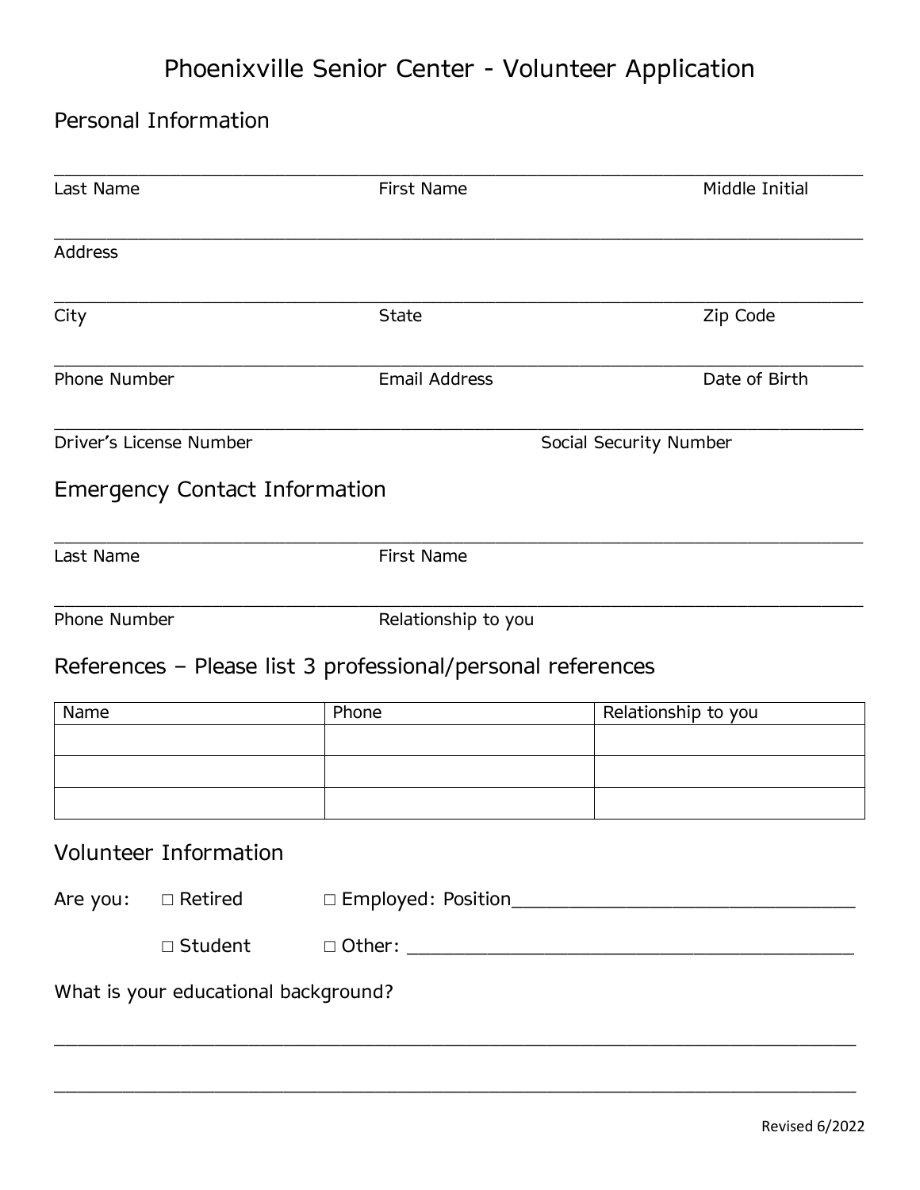# Phoenixville Senior Center - Volunteer Application

## Personal Information

_______________________________________________________________________________

Last Name First Name Middle Initial

_______________________________________________________________________________

Address

_______________________________________________________________________________

City State Zip Code

_______________________________________________________________________________

Phone Number Email Address Date of Birth

_______________________________________________________________________________

Driver's License Number Social Security Number

## Emergency Contact Information

_______________________________________________________________________________

Last Name First Name

_______________________________________________________________________________

Phone Number Relationship to you

## References – Please list 3 professional/personal references

| Name | Phone | Relationship to you |
|---|---|---|
| | | |
| | | |
| | | |

## Volunteer Information

Are you: □ Retired □ Employed: Position_________________________________

□ Student □ Other: ___________________________________________

What is your educational background?

_______________________________________________________________________________

_______________________________________________________________________________

Revised 6/2022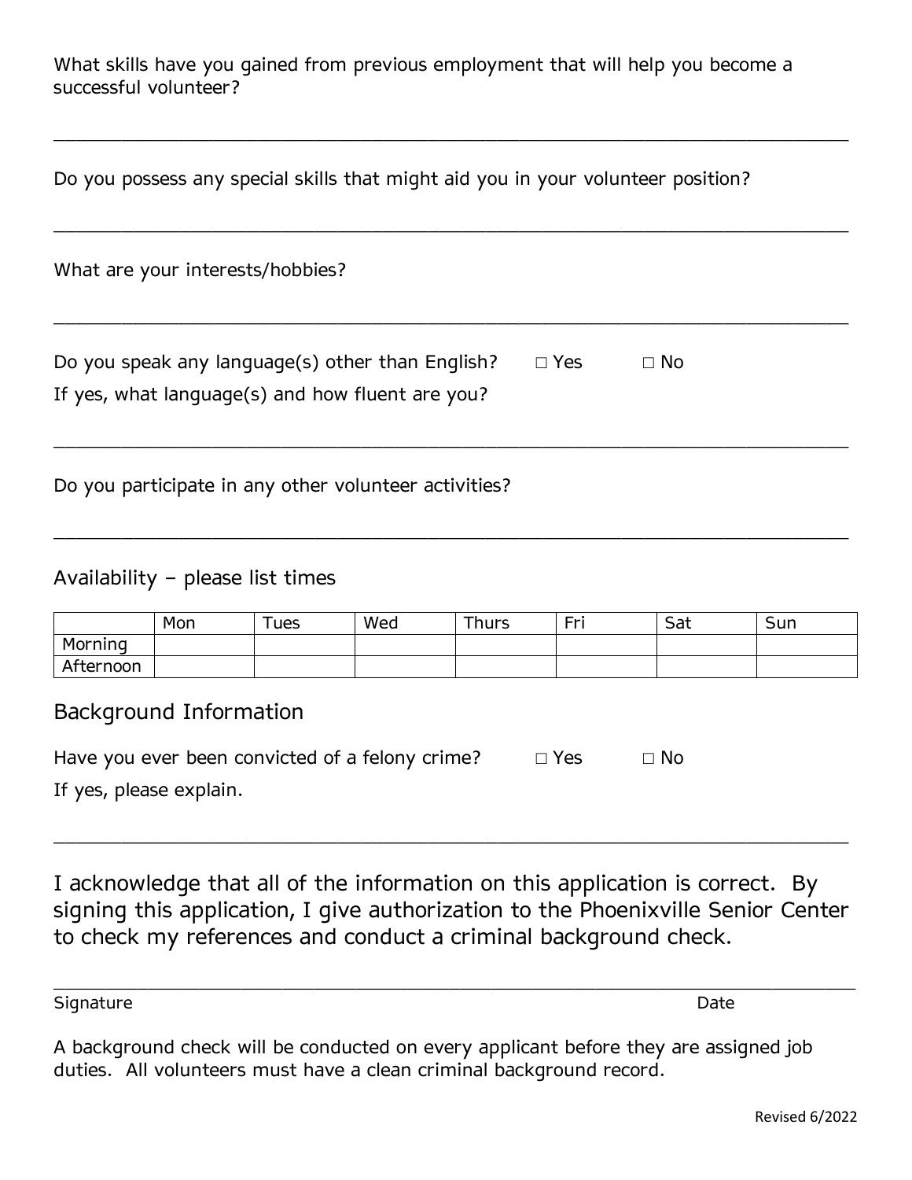What skills have you gained from previous employment that will help you become a successful volunteer?

\_\_\_\_\_\_\_\_\_\_\_\_\_\_\_\_\_\_\_\_\_\_\_\_\_\_\_\_\_\_\_\_\_\_\_\_\_\_\_\_\_\_\_\_\_\_\_\_\_\_\_\_\_\_\_\_\_\_\_\_\_\_\_\_\_\_\_\_\_\_

Do you possess any special skills that might aid you in your volunteer position?

\_\_\_\_\_\_\_\_\_\_\_\_\_\_\_\_\_\_\_\_\_\_\_\_\_\_\_\_\_\_\_\_\_\_\_\_\_\_\_\_\_\_\_\_\_\_\_\_\_\_\_\_\_\_\_\_\_\_\_\_\_\_\_\_\_\_\_\_\_\_

What are your interests/hobbies?

\_\_\_\_\_\_\_\_\_\_\_\_\_\_\_\_\_\_\_\_\_\_\_\_\_\_\_\_\_\_\_\_\_\_\_\_\_\_\_\_\_\_\_\_\_\_\_\_\_\_\_\_\_\_\_\_\_\_\_\_\_\_\_\_\_\_\_\_\_\_

Do you speak any language(s) other than English? □ Yes □ No

If yes, what language(s) and how fluent are you?

\_\_\_\_\_\_\_\_\_\_\_\_\_\_\_\_\_\_\_\_\_\_\_\_\_\_\_\_\_\_\_\_\_\_\_\_\_\_\_\_\_\_\_\_\_\_\_\_\_\_\_\_\_\_\_\_\_\_\_\_\_\_\_\_\_\_\_\_\_\_

Do you participate in any other volunteer activities?

\_\_\_\_\_\_\_\_\_\_\_\_\_\_\_\_\_\_\_\_\_\_\_\_\_\_\_\_\_\_\_\_\_\_\_\_\_\_\_\_\_\_\_\_\_\_\_\_\_\_\_\_\_\_\_\_\_\_\_\_\_\_\_\_\_\_\_\_\_\_

## Availability – please list times

| | Mon | Tues | Wed | Thurs | Fri | Sat | Sun |
|---|---|---|---|---|---|---|---|
| Morning | | | | | | | |
| Afternoon | | | | | | | |

## Background Information

Have you ever been convicted of a felony crime? □ Yes □ No

If yes, please explain.

\_\_\_\_\_\_\_\_\_\_\_\_\_\_\_\_\_\_\_\_\_\_\_\_\_\_\_\_\_\_\_\_\_\_\_\_\_\_\_\_\_\_\_\_\_\_\_\_\_\_\_\_\_\_\_\_\_\_\_\_\_\_\_\_\_\_\_\_\_\_

I acknowledge that all of the information on this application is correct. By signing this application, I give authorization to the Phoenixville Senior Center to check my references and conduct a criminal background check.

\_\_\_\_\_\_\_\_\_\_\_\_\_\_\_\_\_\_\_\_\_\_\_\_\_\_\_\_\_\_\_\_\_\_\_\_\_\_\_\_\_\_\_\_\_\_\_\_\_\_\_\_\_\_\_\_\_\_\_\_\_\_\_\_\_\_\_\_\_\_

Signature Date

A background check will be conducted on every applicant before they are assigned job duties. All volunteers must have a clean criminal background record.

Revised 6/2022